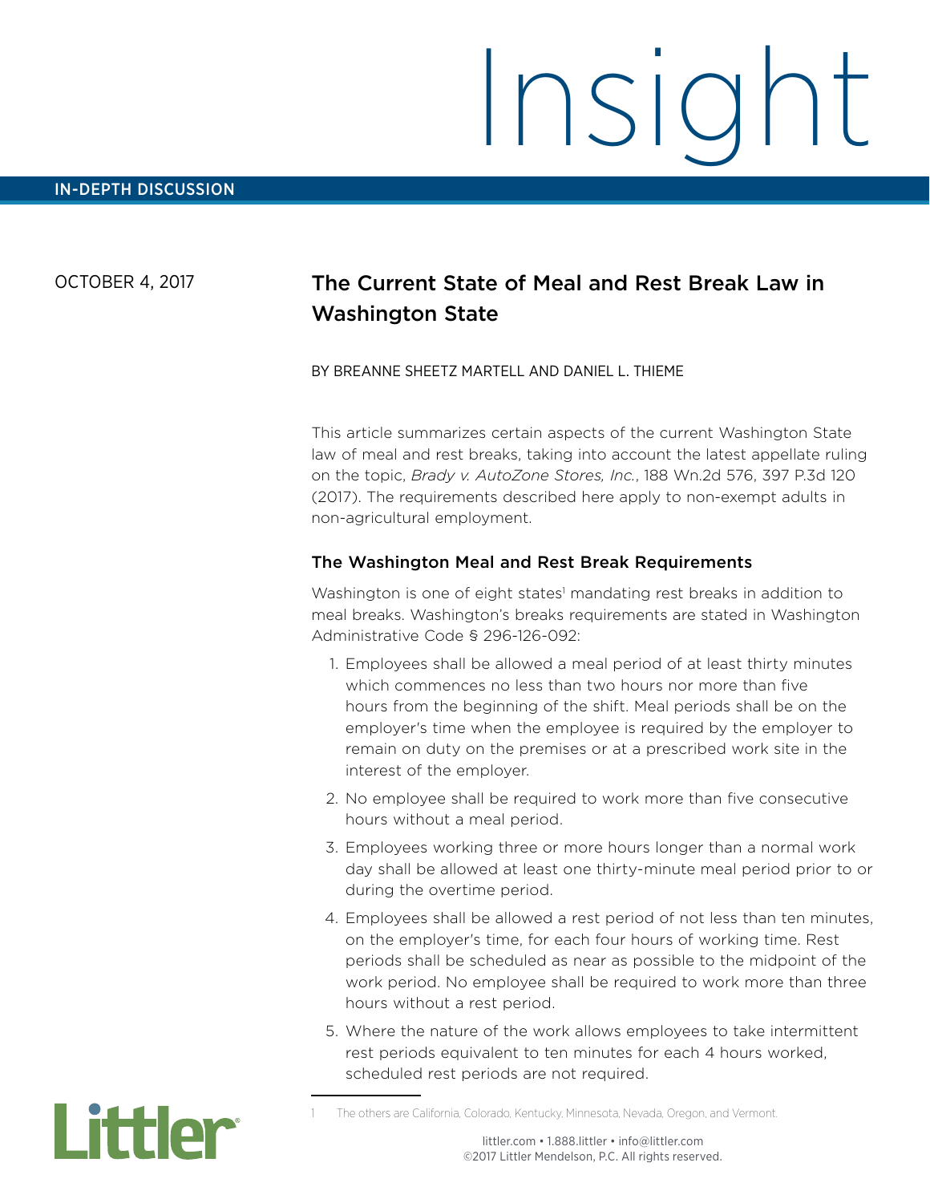# Insight

IN-DEPTH DISCUSSION

OCTOBER 4, 2017

## The Current State of Meal and Rest Break Law in Washington State

BY BREANNE SHEETZ MARTELL AND DANIEL L. THIEME

This article summarizes certain aspects of the current Washington State law of meal and rest breaks, taking into account the latest appellate ruling on the topic, *Brady v. AutoZone Stores, Inc.*, 188 Wn.2d 576, 397 P.3d 120 (2017). The requirements described here apply to non-exempt adults in non-agricultural employment.

### The Washington Meal and Rest Break Requirements

Washington is one of eight states[1] mandating rest breaks in addition to meal breaks. Washington's breaks requirements are stated in Washington Administrative Code § 296-126-092:

1. Employees shall be allowed a meal period of at least thirty minutes which commences no less than two hours nor more than five hours from the beginning of the shift. Meal periods shall be on the employer's time when the employee is required by the employer to remain on duty on the premises or at a prescribed work site in the interest of the employer.
2. No employee shall be required to work more than five consecutive hours without a meal period.
3. Employees working three or more hours longer than a normal work day shall be allowed at least one thirty-minute meal period prior to or during the overtime period.
4. Employees shall be allowed a rest period of not less than ten minutes, on the employer's time, for each four hours of working time. Rest periods shall be scheduled as near as possible to the midpoint of the work period. No employee shall be required to work more than three hours without a rest period.
5. Where the nature of the work allows employees to take intermittent rest periods equivalent to ten minutes for each 4 hours worked, scheduled rest periods are not required.

---

[1] The others are California, Colorado, Kentucky, Minnesota, Nevada, Oregon, and Vermont.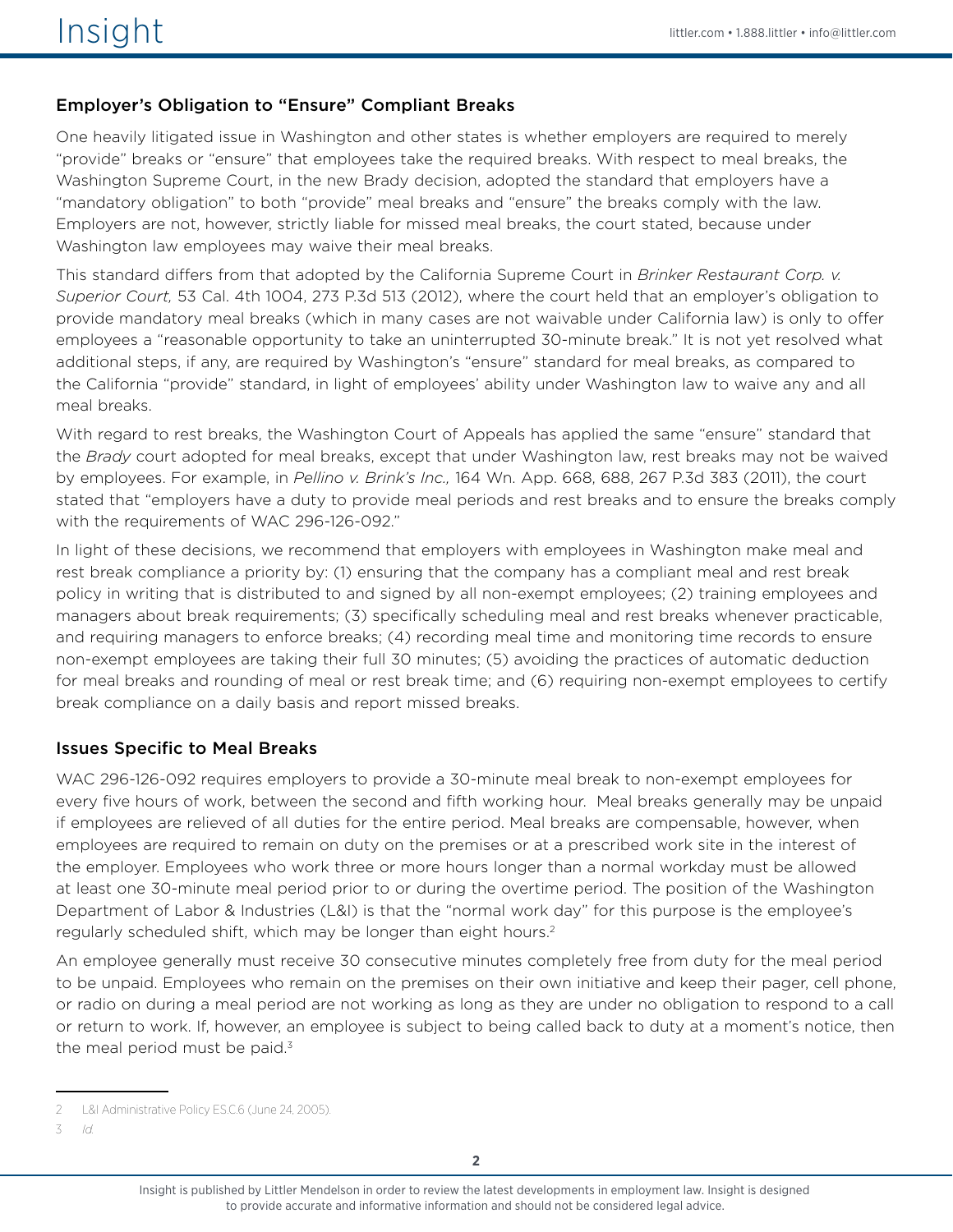## Employer's Obligation to "Ensure" Compliant Breaks

One heavily litigated issue in Washington and other states is whether employers are required to merely "provide" breaks or "ensure" that employees take the required breaks. With respect to meal breaks, the Washington Supreme Court, in the new Brady decision, adopted the standard that employers have a "mandatory obligation" to both "provide" meal breaks and "ensure" the breaks comply with the law. Employers are not, however, strictly liable for missed meal breaks, the court stated, because under Washington law employees may waive their meal breaks.

This standard differs from that adopted by the California Supreme Court in *Brinker Restaurant Corp. v. Superior Court,* 53 Cal. 4th 1004, 273 P.3d 513 (2012), where the court held that an employer's obligation to provide mandatory meal breaks (which in many cases are not waivable under California law) is only to offer employees a "reasonable opportunity to take an uninterrupted 30-minute break." It is not yet resolved what additional steps, if any, are required by Washington's "ensure" standard for meal breaks, as compared to the California "provide" standard, in light of employees' ability under Washington law to waive any and all meal breaks.

With regard to rest breaks, the Washington Court of Appeals has applied the same "ensure" standard that the *Brady* court adopted for meal breaks, except that under Washington law, rest breaks may not be waived by employees. For example, in *Pellino v. Brink's Inc.,* 164 Wn. App. 668, 688, 267 P.3d 383 (2011), the court stated that "employers have a duty to provide meal periods and rest breaks and to ensure the breaks comply with the requirements of WAC 296-126-092."

In light of these decisions, we recommend that employers with employees in Washington make meal and rest break compliance a priority by: (1) ensuring that the company has a compliant meal and rest break policy in writing that is distributed to and signed by all non-exempt employees; (2) training employees and managers about break requirements; (3) specifically scheduling meal and rest breaks whenever practicable, and requiring managers to enforce breaks; (4) recording meal time and monitoring time records to ensure non-exempt employees are taking their full 30 minutes; (5) avoiding the practices of automatic deduction for meal breaks and rounding of meal or rest break time; and (6) requiring non-exempt employees to certify break compliance on a daily basis and report missed breaks.

## Issues Specific to Meal Breaks

WAC 296-126-092 requires employers to provide a 30-minute meal break to non-exempt employees for every five hours of work, between the second and fifth working hour. Meal breaks generally may be unpaid if employees are relieved of all duties for the entire period. Meal breaks are compensable, however, when employees are required to remain on duty on the premises or at a prescribed work site in the interest of the employer. Employees who work three or more hours longer than a normal workday must be allowed at least one 30-minute meal period prior to or during the overtime period. The position of the Washington Department of Labor & Industries (L&I) is that the "normal work day" for this purpose is the employee's regularly scheduled shift, which may be longer than eight hours.[2]

An employee generally must receive 30 consecutive minutes completely free from duty for the meal period to be unpaid. Employees who remain on the premises on their own initiative and keep their pager, cell phone, or radio on during a meal period are not working as long as they are under no obligation to respond to a call or return to work. If, however, an employee is subject to being called back to duty at a moment's notice, then the meal period must be paid.[3]

---

2 L&I Administrative Policy ES.C.6 (June 24, 2005).

3 *Id.*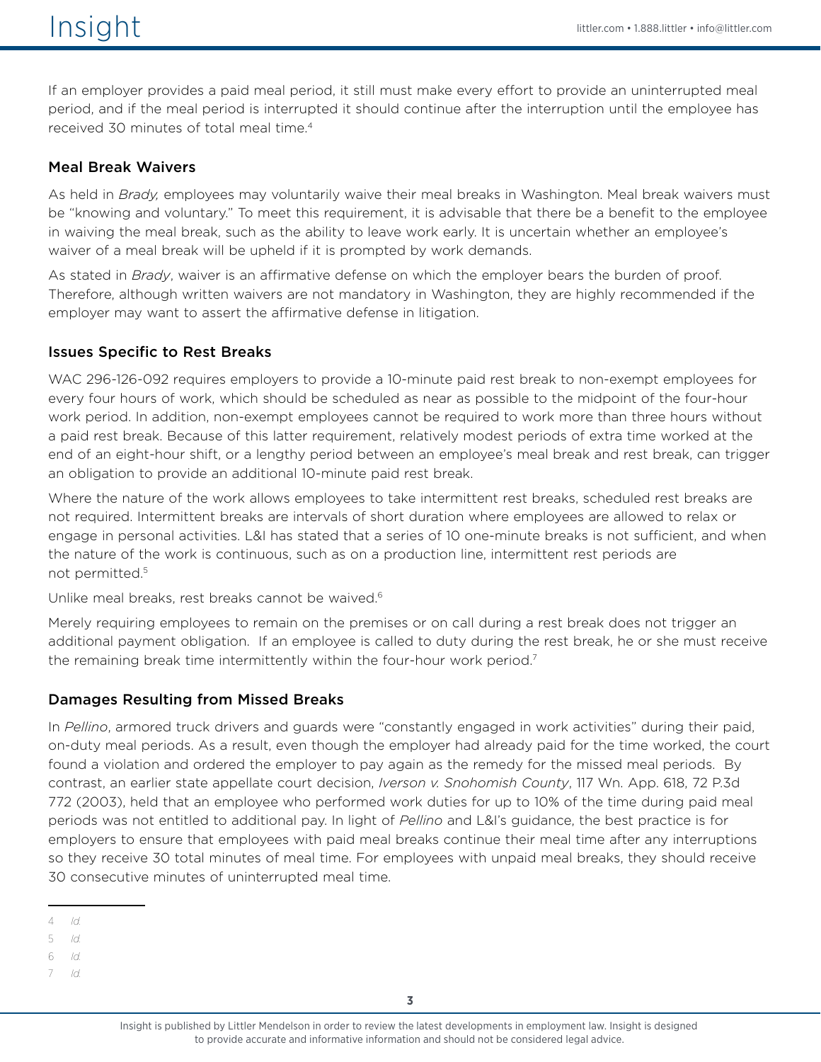If an employer provides a paid meal period, it still must make every effort to provide an uninterrupted meal period, and if the meal period is interrupted it should continue after the interruption until the employee has received 30 minutes of total meal time.[4]

### Meal Break Waivers

As held in *Brady,* employees may voluntarily waive their meal breaks in Washington. Meal break waivers must be "knowing and voluntary." To meet this requirement, it is advisable that there be a benefit to the employee in waiving the meal break, such as the ability to leave work early. It is uncertain whether an employee's waiver of a meal break will be upheld if it is prompted by work demands.

As stated in *Brady*, waiver is an affirmative defense on which the employer bears the burden of proof. Therefore, although written waivers are not mandatory in Washington, they are highly recommended if the employer may want to assert the affirmative defense in litigation.

### Issues Specific to Rest Breaks

WAC 296-126-092 requires employers to provide a 10-minute paid rest break to non-exempt employees for every four hours of work, which should be scheduled as near as possible to the midpoint of the four-hour work period. In addition, non-exempt employees cannot be required to work more than three hours without a paid rest break. Because of this latter requirement, relatively modest periods of extra time worked at the end of an eight-hour shift, or a lengthy period between an employee's meal break and rest break, can trigger an obligation to provide an additional 10-minute paid rest break.

Where the nature of the work allows employees to take intermittent rest breaks, scheduled rest breaks are not required. Intermittent breaks are intervals of short duration where employees are allowed to relax or engage in personal activities. L&I has stated that a series of 10 one-minute breaks is not sufficient, and when the nature of the work is continuous, such as on a production line, intermittent rest periods are not permitted.[5]

Unlike meal breaks, rest breaks cannot be waived.[6]

Merely requiring employees to remain on the premises or on call during a rest break does not trigger an additional payment obligation. If an employee is called to duty during the rest break, he or she must receive the remaining break time intermittently within the four-hour work period.[7]

### Damages Resulting from Missed Breaks

In *Pellino*, armored truck drivers and guards were "constantly engaged in work activities" during their paid, on-duty meal periods. As a result, even though the employer had already paid for the time worked, the court found a violation and ordered the employer to pay again as the remedy for the missed meal periods. By contrast, an earlier state appellate court decision, *Iverson v. Snohomish County*, 117 Wn. App. 618, 72 P.3d 772 (2003), held that an employee who performed work duties for up to 10% of the time during paid meal periods was not entitled to additional pay. In light of *Pellino* and L&I's guidance, the best practice is for employers to ensure that employees with paid meal breaks continue their meal time after any interruptions so they receive 30 total minutes of meal time. For employees with unpaid meal breaks, they should receive 30 consecutive minutes of uninterrupted meal time.

---

4 *Id.*

5 *Id.*

6 *Id.*

7 *Id.*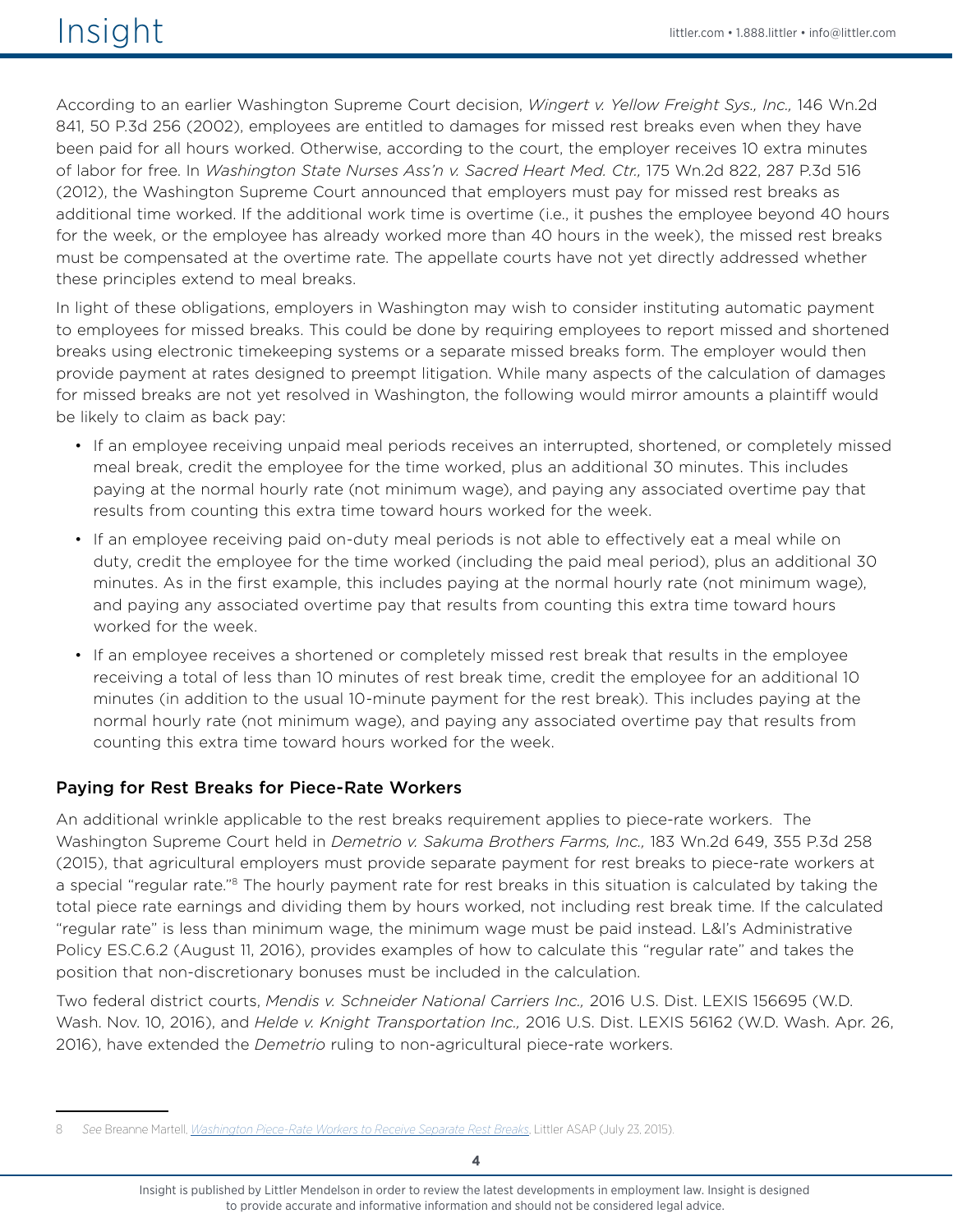According to an earlier Washington Supreme Court decision, *Wingert v. Yellow Freight Sys., Inc.,* 146 Wn.2d 841, 50 P.3d 256 (2002), employees are entitled to damages for missed rest breaks even when they have been paid for all hours worked. Otherwise, according to the court, the employer receives 10 extra minutes of labor for free. In *Washington State Nurses Ass'n v. Sacred Heart Med. Ctr.,* 175 Wn.2d 822, 287 P.3d 516 (2012), the Washington Supreme Court announced that employers must pay for missed rest breaks as additional time worked. If the additional work time is overtime (i.e., it pushes the employee beyond 40 hours for the week, or the employee has already worked more than 40 hours in the week), the missed rest breaks must be compensated at the overtime rate. The appellate courts have not yet directly addressed whether these principles extend to meal breaks.

In light of these obligations, employers in Washington may wish to consider instituting automatic payment to employees for missed breaks. This could be done by requiring employees to report missed and shortened breaks using electronic timekeeping systems or a separate missed breaks form. The employer would then provide payment at rates designed to preempt litigation. While many aspects of the calculation of damages for missed breaks are not yet resolved in Washington, the following would mirror amounts a plaintiff would be likely to claim as back pay:

- If an employee receiving unpaid meal periods receives an interrupted, shortened, or completely missed meal break, credit the employee for the time worked, plus an additional 30 minutes. This includes paying at the normal hourly rate (not minimum wage), and paying any associated overtime pay that results from counting this extra time toward hours worked for the week.
- If an employee receiving paid on-duty meal periods is not able to effectively eat a meal while on duty, credit the employee for the time worked (including the paid meal period), plus an additional 30 minutes. As in the first example, this includes paying at the normal hourly rate (not minimum wage), and paying any associated overtime pay that results from counting this extra time toward hours worked for the week.
- If an employee receives a shortened or completely missed rest break that results in the employee receiving a total of less than 10 minutes of rest break time, credit the employee for an additional 10 minutes (in addition to the usual 10-minute payment for the rest break). This includes paying at the normal hourly rate (not minimum wage), and paying any associated overtime pay that results from counting this extra time toward hours worked for the week.

### Paying for Rest Breaks for Piece-Rate Workers

An additional wrinkle applicable to the rest breaks requirement applies to piece-rate workers. The Washington Supreme Court held in *Demetrio v. Sakuma Brothers Farms, Inc.,* 183 Wn.2d 649, 355 P.3d 258 (2015), that agricultural employers must provide separate payment for rest breaks to piece-rate workers at a special "regular rate."[8] The hourly payment rate for rest breaks in this situation is calculated by taking the total piece rate earnings and dividing them by hours worked, not including rest break time. If the calculated "regular rate" is less than minimum wage, the minimum wage must be paid instead. L&I's Administrative Policy ES.C.6.2 (August 11, 2016), provides examples of how to calculate this "regular rate" and takes the position that non-discretionary bonuses must be included in the calculation.

Two federal district courts, *Mendis v. Schneider National Carriers Inc.,* 2016 U.S. Dist. LEXIS 156695 (W.D. Wash. Nov. 10, 2016), and *Helde v. Knight Transportation Inc.,* 2016 U.S. Dist. LEXIS 56162 (W.D. Wash. Apr. 26, 2016), have extended the *Demetrio* ruling to non-agricultural piece-rate workers.

---

8 *See* Breanne Martell, *Washington Piece-Rate Workers to Receive Separate Rest Breaks*, Littler ASAP (July 23, 2015).